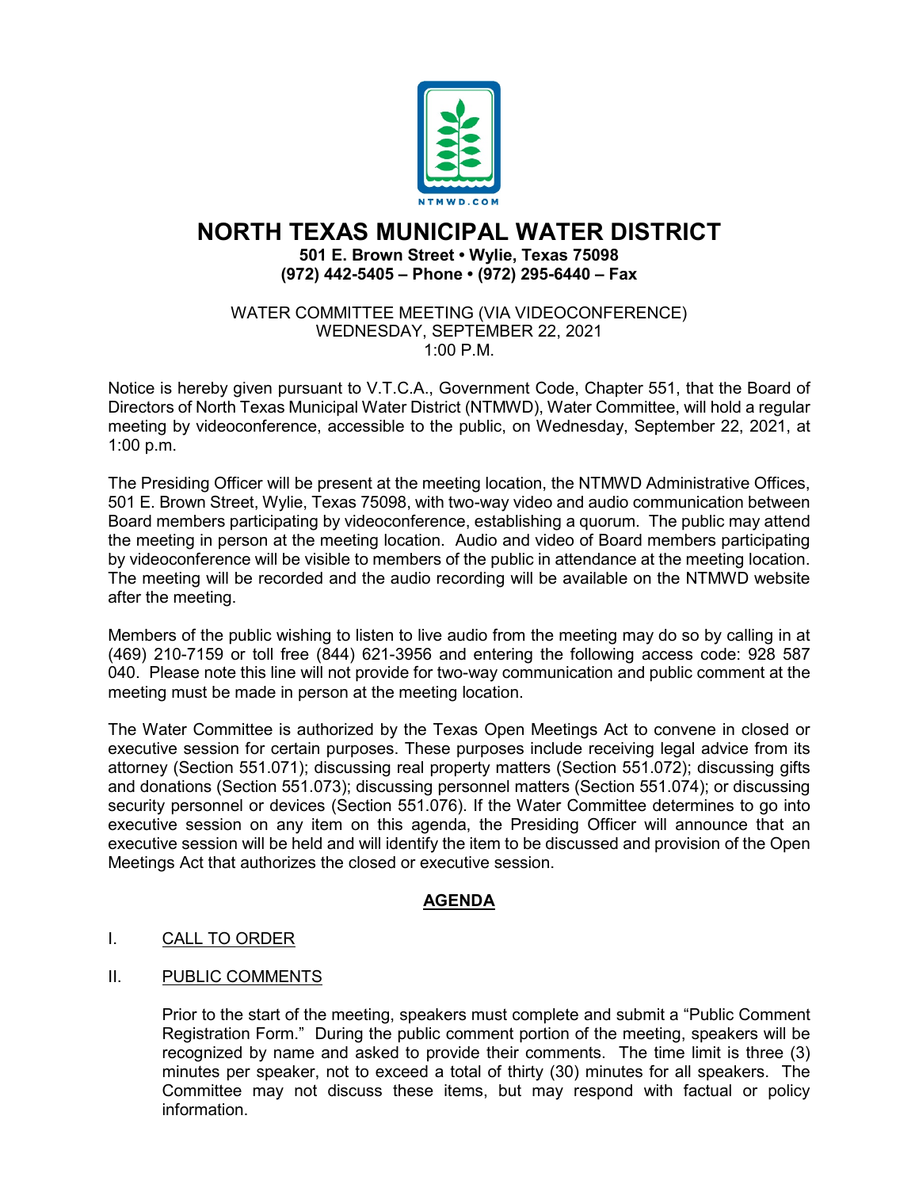# NORTH TEXAS MUNICIPAL WATER DISTRICT

**501 E. Brown Street • Wylie, Texas 75098**
**(972) 442-5405 – Phone • (972) 295-6440 – Fax**

WATER COMMITTEE MEETING (VIA VIDEOCONFERENCE)
WEDNESDAY, SEPTEMBER 22, 2021
1:00 P.M.

Notice is hereby given pursuant to V.T.C.A., Government Code, Chapter 551, that the Board of Directors of North Texas Municipal Water District (NTMWD), Water Committee, will hold a regular meeting by videoconference, accessible to the public, on Wednesday, September 22, 2021, at 1:00 p.m.

The Presiding Officer will be present at the meeting location, the NTMWD Administrative Offices, 501 E. Brown Street, Wylie, Texas 75098, with two-way video and audio communication between Board members participating by videoconference, establishing a quorum. The public may attend the meeting in person at the meeting location. Audio and video of Board members participating by videoconference will be visible to members of the public in attendance at the meeting location. The meeting will be recorded and the audio recording will be available on the NTMWD website after the meeting.

Members of the public wishing to listen to live audio from the meeting may do so by calling in at (469) 210-7159 or toll free (844) 621-3956 and entering the following access code: 928 587 040. Please note this line will not provide for two-way communication and public comment at the meeting must be made in person at the meeting location.

The Water Committee is authorized by the Texas Open Meetings Act to convene in closed or executive session for certain purposes. These purposes include receiving legal advice from its attorney (Section 551.071); discussing real property matters (Section 551.072); discussing gifts and donations (Section 551.073); discussing personnel matters (Section 551.074); or discussing security personnel or devices (Section 551.076). If the Water Committee determines to go into executive session on any item on this agenda, the Presiding Officer will announce that an executive session will be held and will identify the item to be discussed and provision of the Open Meetings Act that authorizes the closed or executive session.

## AGENDA

I. CALL TO ORDER

II. PUBLIC COMMENTS

Prior to the start of the meeting, speakers must complete and submit a "Public Comment Registration Form." During the public comment portion of the meeting, speakers will be recognized by name and asked to provide their comments. The time limit is three (3) minutes per speaker, not to exceed a total of thirty (30) minutes for all speakers. The Committee may not discuss these items, but may respond with factual or policy information.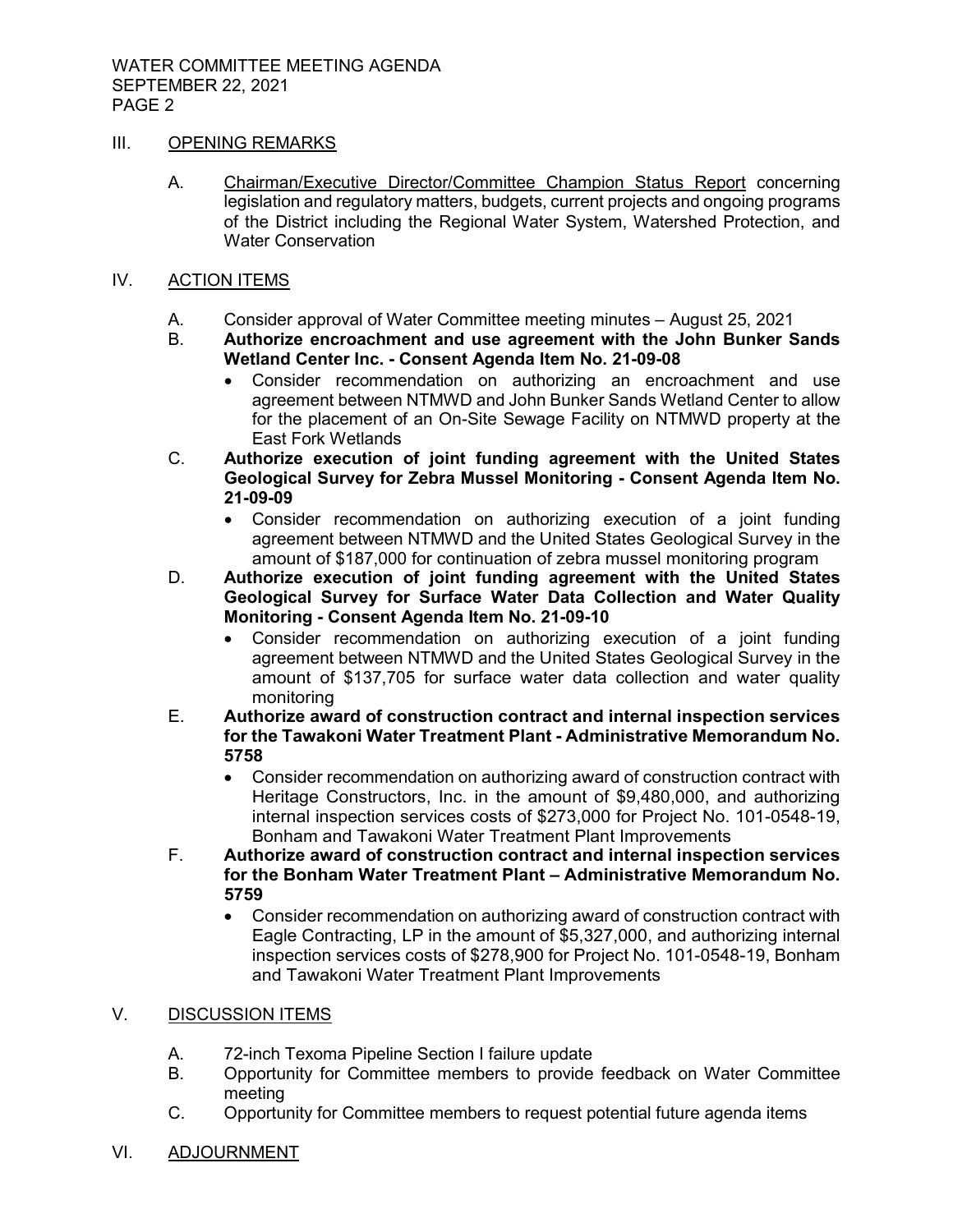## III. OPENING REMARKS

A. Chairman/Executive Director/Committee Champion Status Report concerning legislation and regulatory matters, budgets, current projects and ongoing programs of the District including the Regional Water System, Watershed Protection, and Water Conservation

## IV. ACTION ITEMS

A. Consider approval of Water Committee meeting minutes – August 25, 2021

B. **Authorize encroachment and use agreement with the John Bunker Sands Wetland Center Inc. - Consent Agenda Item No. 21-09-08**
   - Consider recommendation on authorizing an encroachment and use agreement between NTMWD and John Bunker Sands Wetland Center to allow for the placement of an On-Site Sewage Facility on NTMWD property at the East Fork Wetlands

C. **Authorize execution of joint funding agreement with the United States Geological Survey for Zebra Mussel Monitoring - Consent Agenda Item No. 21-09-09**
   - Consider recommendation on authorizing execution of a joint funding agreement between NTMWD and the United States Geological Survey in the amount of $187,000 for continuation of zebra mussel monitoring program

D. **Authorize execution of joint funding agreement with the United States Geological Survey for Surface Water Data Collection and Water Quality Monitoring - Consent Agenda Item No. 21-09-10**
   - Consider recommendation on authorizing execution of a joint funding agreement between NTMWD and the United States Geological Survey in the amount of $137,705 for surface water data collection and water quality monitoring

E. **Authorize award of construction contract and internal inspection services for the Tawakoni Water Treatment Plant - Administrative Memorandum No. 5758**
   - Consider recommendation on authorizing award of construction contract with Heritage Constructors, Inc. in the amount of $9,480,000, and authorizing internal inspection services costs of $273,000 for Project No. 101-0548-19, Bonham and Tawakoni Water Treatment Plant Improvements

F. **Authorize award of construction contract and internal inspection services for the Bonham Water Treatment Plant – Administrative Memorandum No. 5759**
   - Consider recommendation on authorizing award of construction contract with Eagle Contracting, LP in the amount of $5,327,000, and authorizing internal inspection services costs of $278,900 for Project No. 101-0548-19, Bonham and Tawakoni Water Treatment Plant Improvements

## V. DISCUSSION ITEMS

A. 72-inch Texoma Pipeline Section I failure update

B. Opportunity for Committee members to provide feedback on Water Committee meeting

C. Opportunity for Committee members to request potential future agenda items

## VI. ADJOURNMENT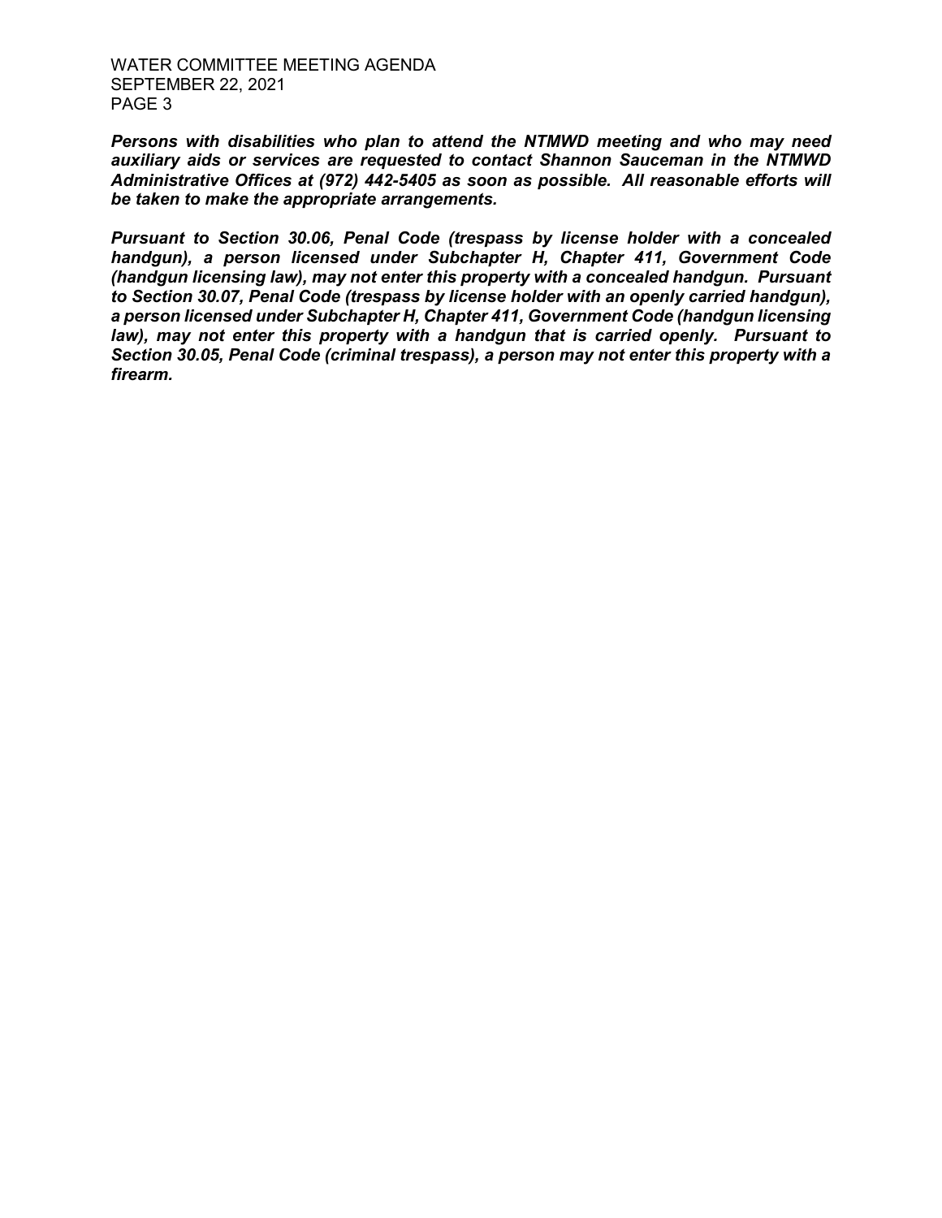***Persons with disabilities who plan to attend the NTMWD meeting and who may need auxiliary aids or services are requested to contact Shannon Sauceman in the NTMWD Administrative Offices at (972) 442-5405 as soon as possible. All reasonable efforts will be taken to make the appropriate arrangements.***

***Pursuant to Section 30.06, Penal Code (trespass by license holder with a concealed handgun), a person licensed under Subchapter H, Chapter 411, Government Code (handgun licensing law), may not enter this property with a concealed handgun. Pursuant to Section 30.07, Penal Code (trespass by license holder with an openly carried handgun), a person licensed under Subchapter H, Chapter 411, Government Code (handgun licensing law), may not enter this property with a handgun that is carried openly. Pursuant to Section 30.05, Penal Code (criminal trespass), a person may not enter this property with a firearm.***